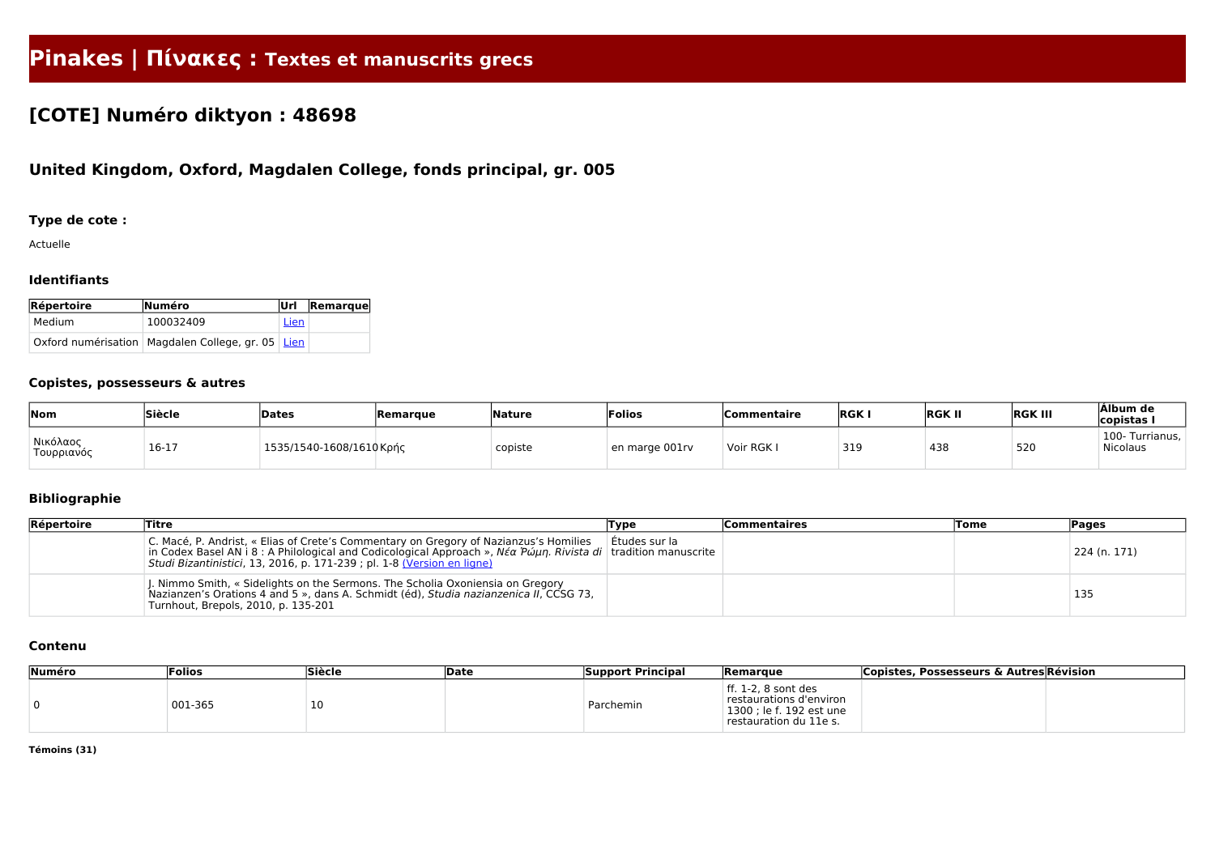# Pinakes | Πίνακες : Textes et manuscrits grecs

## [COTE] Numéro diktyon : 48698

### United Kingdom, Oxford, Magdalen College, fonds principal, gr. 005

#### Type de cote :

Actuelle

#### Identifiants

| Répertoire | Numéro | Url | Remarque |
|---|---|---|---|
| Medium | 100032409 | Lien | |
| Oxford numérisation | Magdalen College, gr. 05 | Lien | |

#### Copistes, possesseurs & autres

| Nom | Siècle | Dates | Remarque | Nature | Folios | Commentaire | RGK I | RGK II | RGK III | Álbum de copistas I |
|---|---|---|---|---|---|---|---|---|---|---|
| Νικόλαος Τουρριανός | 16-17 | 1535/1540-1608/1610 | Κρής | copiste | en marge 001rv | Voir RGK I | 319 | 438 | 520 | 100- Turrianus, Nicolaus |

#### Bibliographie

| Répertoire | Titre | Type | Commentaires | Tome | Pages |
|---|---|---|---|---|---|
| | C. Macé, P. Andrist, « Elias of Crete's Commentary on Gregory of Nazianzus's Homilies in Codex Basel AN I 8 : A Philological and Codicological Approach », *Νέα Ῥώμη. Rivista di Studi Bizantinistici*, 13, 2016, p. 171-239 ; pl. 1-8 (Version en ligne) | Études sur la tradition manuscrite | | | 224 (n. 171) |
| | J. Nimmo Smith, « Sidelights on the Sermons. The Scholia Oxoniensia on Gregory Nazianzen's Orations 4 and 5 », dans A. Schmidt (éd), *Studia nazianzenica II*, CCSG 73, Turnhout, Brepols, 2010, p. 135-201 | | | | 135 |

#### Contenu

| Numéro | Folios | Siècle | Date | Support Principal | Remarque | Copistes, Possesseurs & Autres | Révision |
|---|---|---|---|---|---|---|---|
| 0 | 001-365 | 10 | | Parchemin | ff. 1-2, 8 sont des restaurations d'environ 1300 ; le f. 192 est une restauration du 11e s. | | |

**Témoins (31)**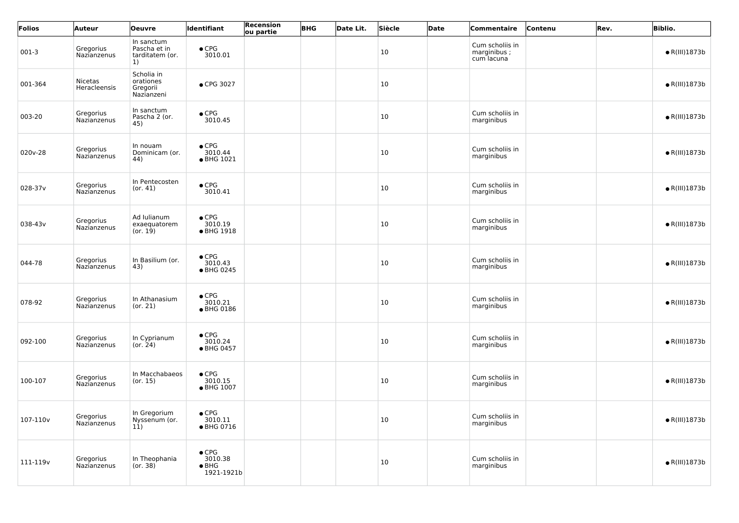| Folios | Auteur | Oeuvre | Identifiant | Recension ou partie | BHG | Date Lit. | Siècle | Date | Commentaire | Contenu | Rev. | Biblio. |
|---|---|---|---|---|---|---|---|---|---|---|---|---|
| 001-3 | Gregorius Nazianzenus | In sanctum Pascha et in tarditatem (or. 1) | ● CPG 3010.01 | | | | 10 | | Cum scholiis in marginibus ; cum lacuna | | | ● R(III)1873b |
| 001-364 | Nicetas Heracleensis | Scholia in orationes Gregorii Nazianzeni | ● CPG 3027 | | | | 10 | | | | | ● R(III)1873b |
| 003-20 | Gregorius Nazianzenus | In sanctum Pascha 2 (or. 45) | ● CPG 3010.45 | | | | 10 | | Cum scholiis in marginibus | | | ● R(III)1873b |
| 020v-28 | Gregorius Nazianzenus | In nouam Dominicam (or. 44) | ● CPG 3010.44 ● BHG 1021 | | | | 10 | | Cum scholiis in marginibus | | | ● R(III)1873b |
| 028-37v | Gregorius Nazianzenus | In Pentecosten (or. 41) | ● CPG 3010.41 | | | | 10 | | Cum scholiis in marginibus | | | ● R(III)1873b |
| 038-43v | Gregorius Nazianzenus | Ad Iulianum exaequatorem (or. 19) | ● CPG 3010.19 ● BHG 1918 | | | | 10 | | Cum scholiis in marginibus | | | ● R(III)1873b |
| 044-78 | Gregorius Nazianzenus | In Basilium (or. 43) | ● CPG 3010.43 ● BHG 0245 | | | | 10 | | Cum scholiis in marginibus | | | ● R(III)1873b |
| 078-92 | Gregorius Nazianzenus | In Athanasium (or. 21) | ● CPG 3010.21 ● BHG 0186 | | | | 10 | | Cum scholiis in marginibus | | | ● R(III)1873b |
| 092-100 | Gregorius Nazianzenus | In Cyprianum (or. 24) | ● CPG 3010.24 ● BHG 0457 | | | | 10 | | Cum scholiis in marginibus | | | ● R(III)1873b |
| 100-107 | Gregorius Nazianzenus | In Macchabaeos (or. 15) | ● CPG 3010.15 ● BHG 1007 | | | | 10 | | Cum scholiis in marginibus | | | ● R(III)1873b |
| 107-110v | Gregorius Nazianzenus | In Gregorium Nyssenum (or. 11) | ● CPG 3010.11 ● BHG 0716 | | | | 10 | | Cum scholiis in marginibus | | | ● R(III)1873b |
| 111-119v | Gregorius Nazianzenus | In Theophania (or. 38) | ● CPG 3010.38 ● BHG 1921-1921b | | | | 10 | | Cum scholiis in marginibus | | | ● R(III)1873b |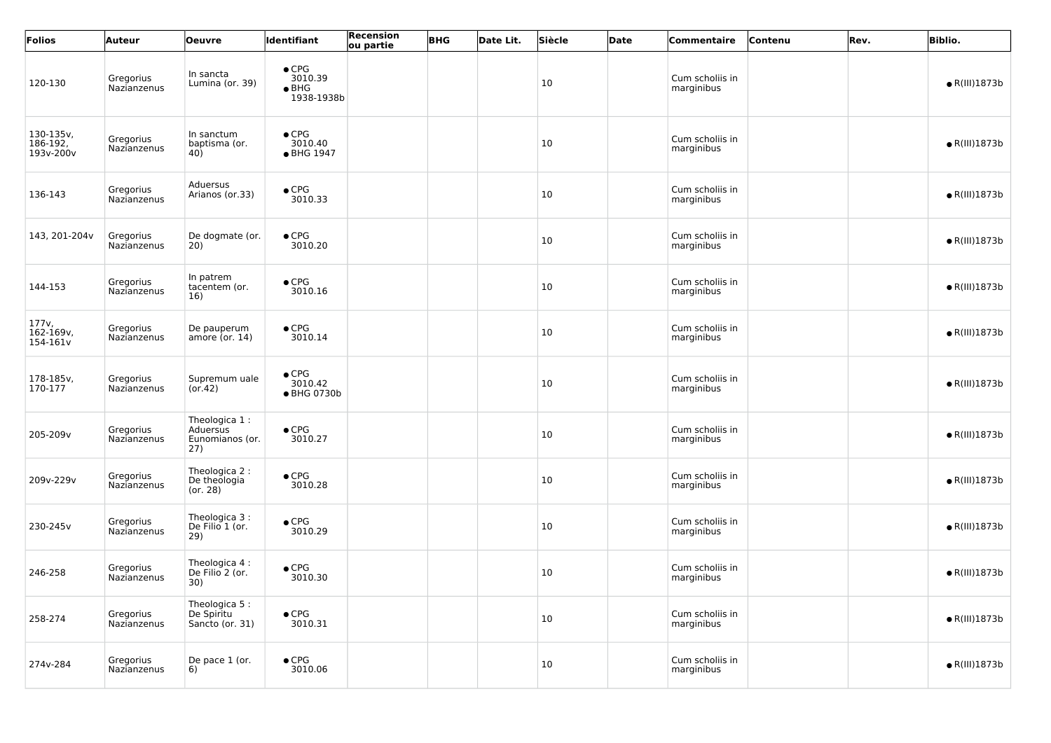| Folios | Auteur | Oeuvre | Identifiant | Recension ou partie | BHG | Date Lit. | Siècle | Date | Commentaire | Contenu | Rev. | Biblio. |
|---|---|---|---|---|---|---|---|---|---|---|---|---|
| 120-130 | Gregorius Nazianzenus | In sancta Lumina (or. 39) | • CPG 3010.39 • BHG 1938-1938b | | | | 10 | | Cum scholiis in marginibus | | | • R(III)1873b |
| 130-135v, 186-192, 193v-200v | Gregorius Nazianzenus | In sanctum baptisma (or. 40) | • CPG 3010.40 • BHG 1947 | | | | 10 | | Cum scholiis in marginibus | | | • R(III)1873b |
| 136-143 | Gregorius Nazianzenus | Aduersus Arianos (or.33) | • CPG 3010.33 | | | | 10 | | Cum scholiis in marginibus | | | • R(III)1873b |
| 143, 201-204v | Gregorius Nazianzenus | De dogmate (or. 20) | • CPG 3010.20 | | | | 10 | | Cum scholiis in marginibus | | | • R(III)1873b |
| 144-153 | Gregorius Nazianzenus | In patrem tacentem (or. 16) | • CPG 3010.16 | | | | 10 | | Cum scholiis in marginibus | | | • R(III)1873b |
| 177v, 162-169v, 154-161v | Gregorius Nazianzenus | De pauperum amore (or. 14) | • CPG 3010.14 | | | | 10 | | Cum scholiis in marginibus | | | • R(III)1873b |
| 178-185v, 170-177 | Gregorius Nazianzenus | Supremum uale (or.42) | • CPG 3010.42 • BHG 0730b | | | | 10 | | Cum scholiis in marginibus | | | • R(III)1873b |
| 205-209v | Gregorius Nazianzenus | Theologica 1 : Aduersus Eunomianos (or. 27) | • CPG 3010.27 | | | | 10 | | Cum scholiis in marginibus | | | • R(III)1873b |
| 209v-229v | Gregorius Nazianzenus | Theologica 2 : De theologia (or. 28) | • CPG 3010.28 | | | | 10 | | Cum scholiis in marginibus | | | • R(III)1873b |
| 230-245v | Gregorius Nazianzenus | Theologica 3 : De Filio 1 (or. 29) | • CPG 3010.29 | | | | 10 | | Cum scholiis in marginibus | | | • R(III)1873b |
| 246-258 | Gregorius Nazianzenus | Theologica 4 : De Filio 2 (or. 30) | • CPG 3010.30 | | | | 10 | | Cum scholiis in marginibus | | | • R(III)1873b |
| 258-274 | Gregorius Nazianzenus | Theologica 5 : De Spiritu Sancto (or. 31) | • CPG 3010.31 | | | | 10 | | Cum scholiis in marginibus | | | • R(III)1873b |
| 274v-284 | Gregorius Nazianzenus | De pace 1 (or. 6) | • CPG 3010.06 | | | | 10 | | Cum scholiis in marginibus | | | • R(III)1873b |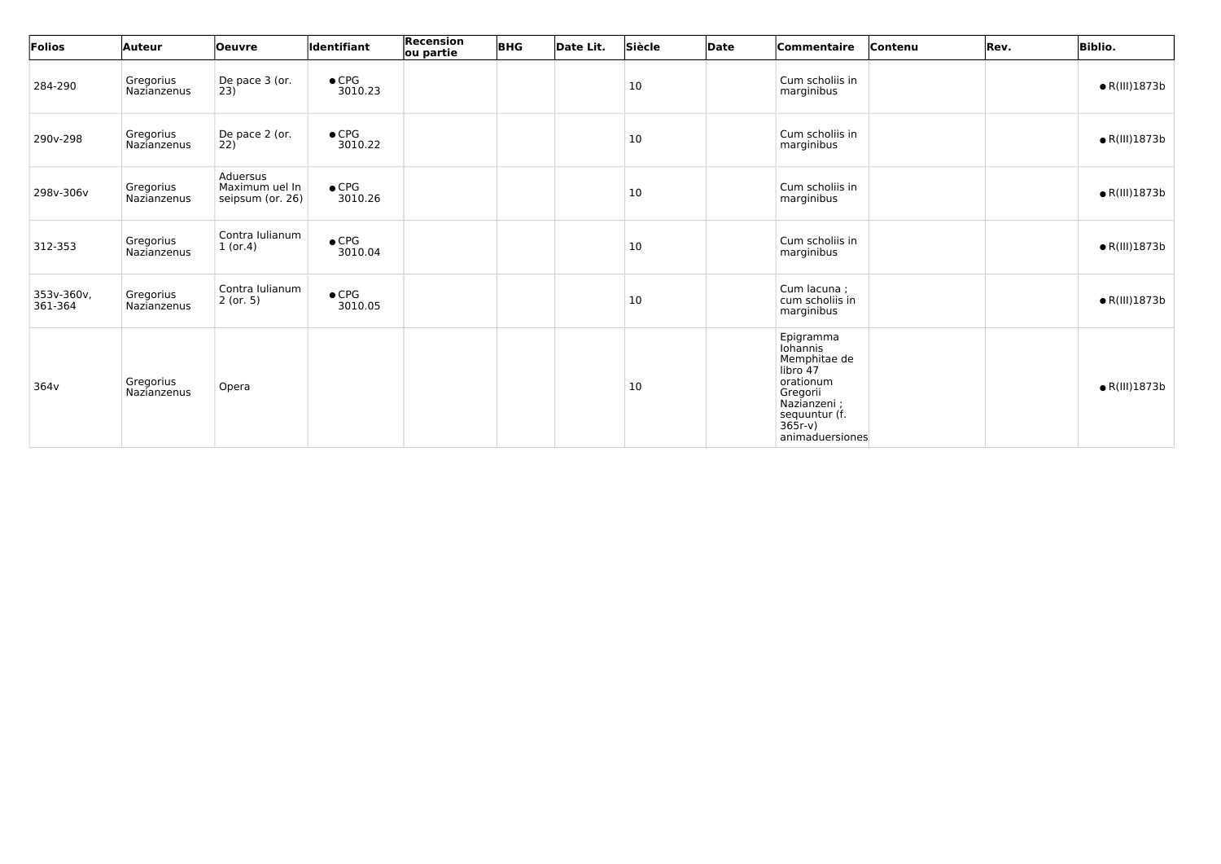| Folios | Auteur | Oeuvre | Identifiant | Recension ou partie | BHG | Date Lit. | Siècle | Date | Commentaire | Contenu | Rev. | Biblio. |
|---|---|---|---|---|---|---|---|---|---|---|---|---|
| 284-290 | Gregorius Nazianzenus | De pace 3 (or. 23) | ● CPG 3010.23 | | | | 10 | | Cum scholiis in marginibus | | | ● R(III)1873b |
| 290v-298 | Gregorius Nazianzenus | De pace 2 (or. 22) | ● CPG 3010.22 | | | | 10 | | Cum scholiis in marginibus | | | ● R(III)1873b |
| 298v-306v | Gregorius Nazianzenus | Aduersus Maximum uel In seipsum (or. 26) | ● CPG 3010.26 | | | | 10 | | Cum scholiis in marginibus | | | ● R(III)1873b |
| 312-353 | Gregorius Nazianzenus | Contra Iulianum 1 (or.4) | ● CPG 3010.04 | | | | 10 | | Cum scholiis in marginibus | | | ● R(III)1873b |
| 353v-360v, 361-364 | Gregorius Nazianzenus | Contra Iulianum 2 (or. 5) | ● CPG 3010.05 | | | | 10 | | Cum lacuna ; cum scholiis in marginibus | | | ● R(III)1873b |
| 364v | Gregorius Nazianzenus | Opera | | | | | 10 | | Epigramma Iohannis Memphitae de libro 47 orationum Gregorii Nazianzeni ; sequuntur (f. 365r-v) animaduersiones | | | ● R(III)1873b |